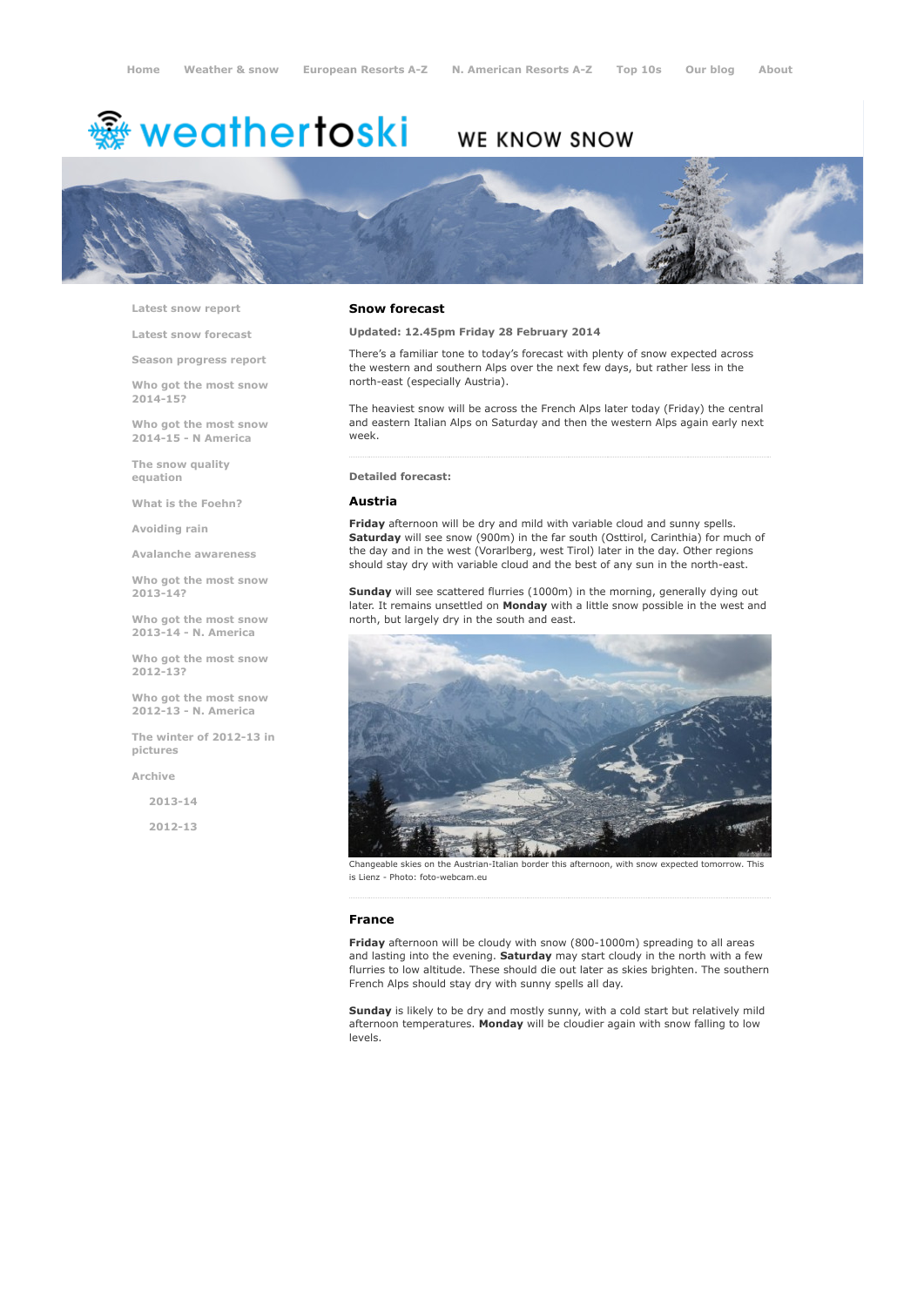Home   Weather & snow   European Resorts A-Z   N. American Resorts A-Z   Top 10s   Our blog   About

weathertoski   WE KNOW SNOW

- Latest snow report
- Latest snow forecast
- Season progress report
- Who got the most snow 2014-15?
- Who got the most snow 2014-15 - N America
- The snow quality equation
- What is the Foehn?
- Avoiding rain
- Avalanche awareness
- Who got the most snow 2013-14?
- Who got the most snow 2013-14 - N. America
- Who got the most snow 2012-13?
- Who got the most snow 2012-13 - N. America
- The winter of 2012-13 in pictures
- Archive
  - 2013-14
  - 2012-13

## Snow forecast

**Updated: 12.45pm Friday 28 February 2014**

There's a familiar tone to today's forecast with plenty of snow expected across the western and southern Alps over the next few days, but rather less in the north-east (especially Austria).

The heaviest snow will be across the French Alps later today (Friday) the central and eastern Italian Alps on Saturday and then the western Alps again early next week.

**Detailed forecast:**

### Austria

**Friday** afternoon will be dry and mild with variable cloud and sunny spells. **Saturday** will see snow (900m) in the far south (Osttirol, Carinthia) for much of the day and in the west (Vorarlberg, west Tirol) later in the day. Other regions should stay dry with variable cloud and the best of any sun in the north-east.

**Sunday** will see scattered flurries (1000m) in the morning, generally dying out later. It remains unsettled on **Monday** with a little snow possible in the west and north, but largely dry in the south and east.

Changeable skies on the Austrian-Italian border this afternoon, with snow expected tomorrow. This is Lienz - Photo: foto-webcam.eu

### France

**Friday** afternoon will be cloudy with snow (800-1000m) spreading to all areas and lasting into the evening. **Saturday** may start cloudy in the north with a few flurries to low altitude. These should die out later as skies brighten. The southern French Alps should stay dry with sunny spells all day.

**Sunday** is likely to be dry and mostly sunny, with a cold start but relatively mild afternoon temperatures. **Monday** will be cloudier again with snow falling to low levels.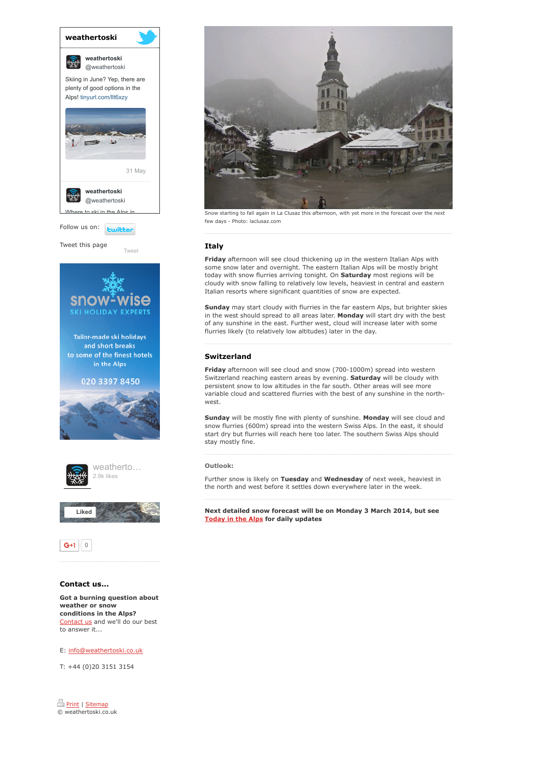Snow starting to fall again in La Clusaz this afternoon, with yet more in the forecast over the next few days - Photo: laclusaz.com

## Italy

**Friday** afternoon will see cloud thickening up in the western Italian Alps with some snow later and overnight. The eastern Italian Alps will be mostly bright today with snow flurries arriving tonight. On **Saturday** most regions will be cloudy with snow falling to relatively low levels, heaviest in central and eastern Italian resorts where significant quantities of snow are expected.

**Sunday** may start cloudy with flurries in the far eastern Alps, but brighter skies in the west should spread to all areas later. **Monday** will start dry with the best of any sunshine in the east. Further west, cloud will increase later with some flurries likely (to relatively low altitudes) later in the day.

## Switzerland

**Friday** afternoon will see cloud and snow (700-1000m) spread into western Switzerland reaching eastern areas by evening. **Saturday** will be cloudy with persistent snow to low altitudes in the far south. Other areas will see more variable cloud and scattered flurries with the best of any sunshine in the north-west.

**Sunday** will be mostly fine with plenty of sunshine. **Monday** will see cloud and snow flurries (600m) spread into the western Swiss Alps. In the east, it should start dry but flurries will reach here too later. The southern Swiss Alps should stay mostly fine.

**Outlook:**

Further snow is likely on **Tuesday** and **Wednesday** of next week, heaviest in the north and west before it settles down everywhere later in the week.

**Next detailed snow forecast will be on Monday 3 March 2014, but see Today in the Alps for daily updates**

weathertoski

weathertoski @weathertoski

Skiing in June? Yep, there are plenty of good options in the Alps! tinyurl.com/llt6xzy

31 May

weathertoski @weathertoski

Where to ski in the Alps in

Follow us on: twitter

Tweet this page Tweet

snow-wise SKI HOLIDAY EXPERTS

Tailor-made ski holidays and short breaks to some of the finest hotels in the Alps

020 3397 8450

weatherto... 2.9k likes

Liked

G+1 0

### Contact us...

**Got a burning question about weather or snow conditions in the Alps?** Contact us and we'll do our best to answer it...

E: info@weathertoski.co.uk

T: +44 (0)20 3151 3154

Print | Sitemap
© weathertoski.co.uk